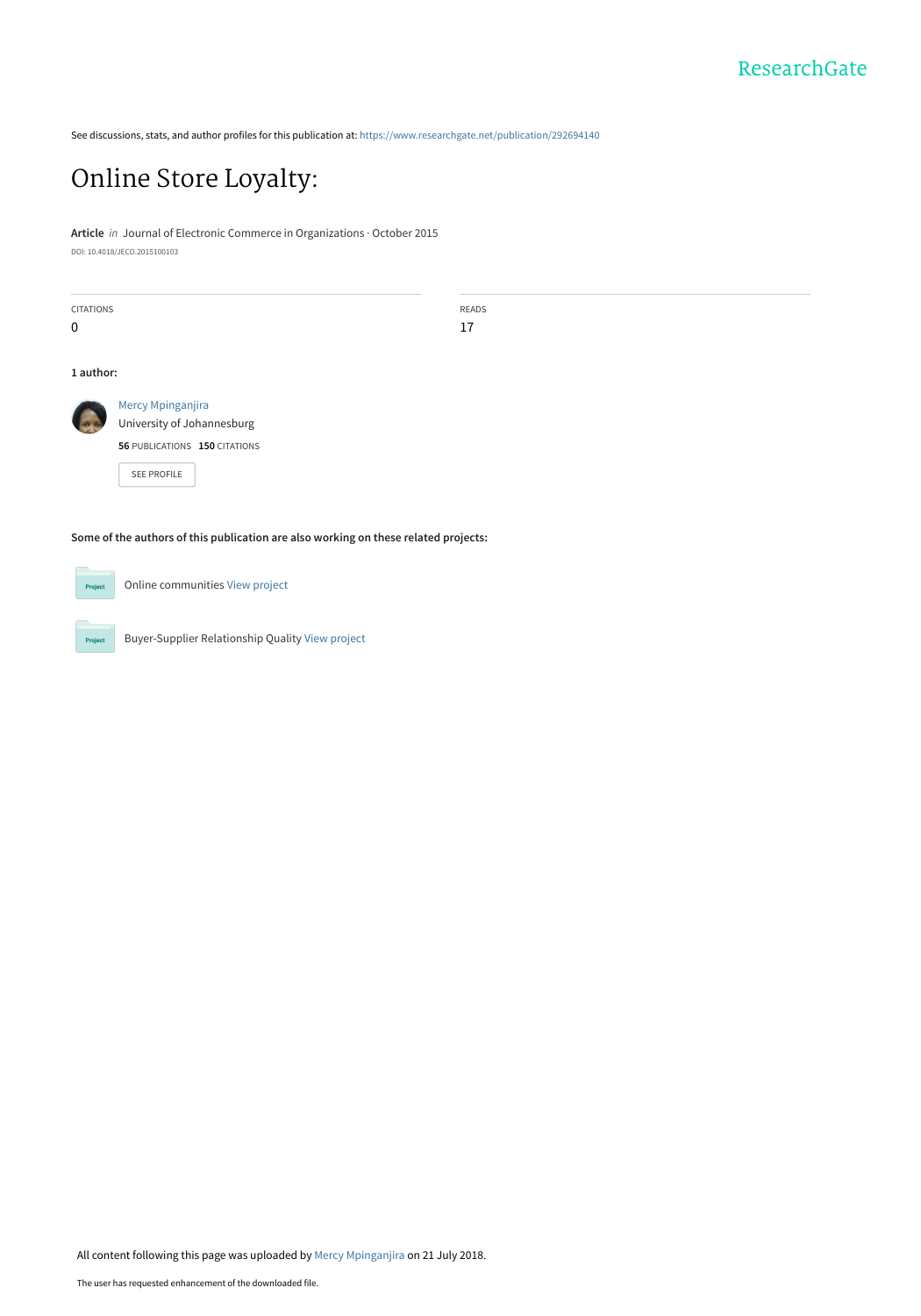ResearchGate

See discussions, stats, and author profiles for this publication at: https://www.researchgate.net/publication/292694140

# Online Store Loyalty:

**Article** *in* Journal of Electronic Commerce in Organizations · October 2015

DOI: 10.4018/JECO.2015100103

| CITATIONS | READS |
|---|---|
| 0 | 17 |

**1 author:**

Mercy Mpinganjira
University of Johannesburg
**56** PUBLICATIONS **150** CITATIONS

SEE PROFILE

**Some of the authors of this publication are also working on these related projects:**

Online communities View project

Buyer-Supplier Relationship Quality View project

All content following this page was uploaded by Mercy Mpinganjira on 21 July 2018.

The user has requested enhancement of the downloaded file.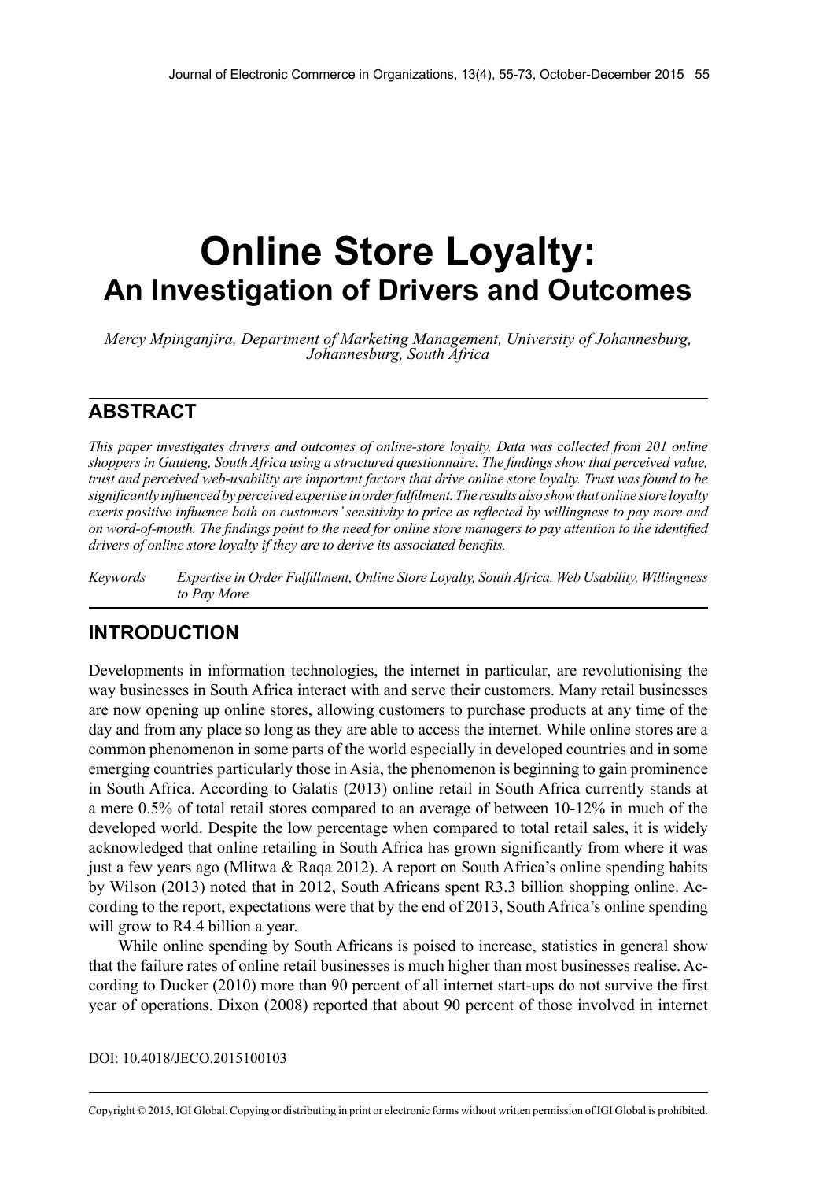# Online Store Loyalty: An Investigation of Drivers and Outcomes

*Mercy Mpinganjira, Department of Marketing Management, University of Johannesburg, Johannesburg, South Africa*

## ABSTRACT

*This paper investigates drivers and outcomes of online-store loyalty. Data was collected from 201 online shoppers in Gauteng, South Africa using a structured questionnaire. The findings show that perceived value, trust and perceived web-usability are important factors that drive online store loyalty. Trust was found to be significantly influenced by perceived expertise in order fulfilment. The results also show that online store loyalty exerts positive influence both on customers' sensitivity to price as reflected by willingness to pay more and on word-of-mouth. The findings point to the need for online store managers to pay attention to the identified drivers of online store loyalty if they are to derive its associated benefits.*

*Keywords* *Expertise in Order Fulfillment, Online Store Loyalty, South Africa, Web Usability, Willingness to Pay More*

## INTRODUCTION

Developments in information technologies, the internet in particular, are revolutionising the way businesses in South Africa interact with and serve their customers. Many retail businesses are now opening up online stores, allowing customers to purchase products at any time of the day and from any place so long as they are able to access the internet. While online stores are a common phenomenon in some parts of the world especially in developed countries and in some emerging countries particularly those in Asia, the phenomenon is beginning to gain prominence in South Africa. According to Galatis (2013) online retail in South Africa currently stands at a mere 0.5% of total retail stores compared to an average of between 10-12% in much of the developed world. Despite the low percentage when compared to total retail sales, it is widely acknowledged that online retailing in South Africa has grown significantly from where it was just a few years ago (Mlitwa & Raqa 2012). A report on South Africa's online spending habits by Wilson (2013) noted that in 2012, South Africans spent R3.3 billion shopping online. According to the report, expectations were that by the end of 2013, South Africa's online spending will grow to R4.4 billion a year.

While online spending by South Africans is poised to increase, statistics in general show that the failure rates of online retail businesses is much higher than most businesses realise. According to Ducker (2010) more than 90 percent of all internet start-ups do not survive the first year of operations. Dixon (2008) reported that about 90 percent of those involved in internet

DOI: 10.4018/JECO.2015100103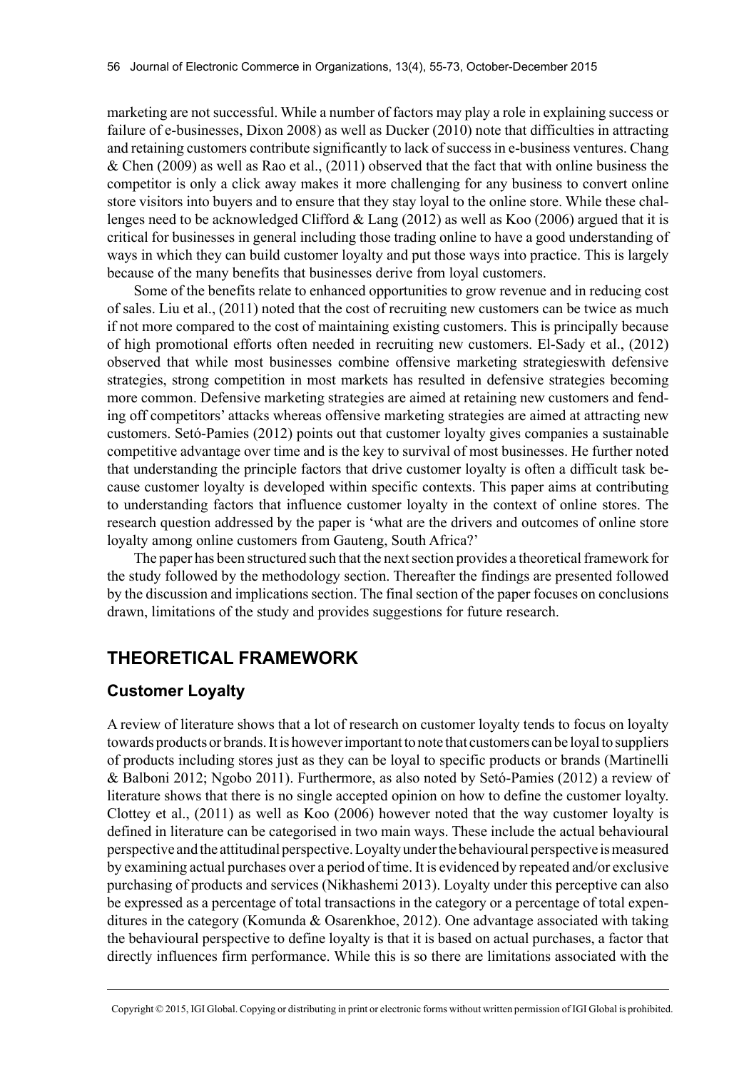marketing are not successful. While a number of factors may play a role in explaining success or failure of e-businesses, Dixon 2008) as well as Ducker (2010) note that difficulties in attracting and retaining customers contribute significantly to lack of success in e-business ventures. Chang & Chen (2009) as well as Rao et al., (2011) observed that the fact that with online business the competitor is only a click away makes it more challenging for any business to convert online store visitors into buyers and to ensure that they stay loyal to the online store. While these challenges need to be acknowledged Clifford & Lang (2012) as well as Koo (2006) argued that it is critical for businesses in general including those trading online to have a good understanding of ways in which they can build customer loyalty and put those ways into practice. This is largely because of the many benefits that businesses derive from loyal customers.

Some of the benefits relate to enhanced opportunities to grow revenue and in reducing cost of sales. Liu et al., (2011) noted that the cost of recruiting new customers can be twice as much if not more compared to the cost of maintaining existing customers. This is principally because of high promotional efforts often needed in recruiting new customers. El-Sady et al., (2012) observed that while most businesses combine offensive marketing strategieswith defensive strategies, strong competition in most markets has resulted in defensive strategies becoming more common. Defensive marketing strategies are aimed at retaining new customers and fending off competitors' attacks whereas offensive marketing strategies are aimed at attracting new customers. Setó-Pamies (2012) points out that customer loyalty gives companies a sustainable competitive advantage over time and is the key to survival of most businesses. He further noted that understanding the principle factors that drive customer loyalty is often a difficult task because customer loyalty is developed within specific contexts. This paper aims at contributing to understanding factors that influence customer loyalty in the context of online stores. The research question addressed by the paper is 'what are the drivers and outcomes of online store loyalty among online customers from Gauteng, South Africa?'

The paper has been structured such that the next section provides a theoretical framework for the study followed by the methodology section. Thereafter the findings are presented followed by the discussion and implications section. The final section of the paper focuses on conclusions drawn, limitations of the study and provides suggestions for future research.

## THEORETICAL FRAMEWORK

### Customer Loyalty

A review of literature shows that a lot of research on customer loyalty tends to focus on loyalty towards products or brands. It is however important to note that customers can be loyal to suppliers of products including stores just as they can be loyal to specific products or brands (Martinelli & Balboni 2012; Ngobo 2011). Furthermore, as also noted by Setó-Pamies (2012) a review of literature shows that there is no single accepted opinion on how to define the customer loyalty. Clottey et al., (2011) as well as Koo (2006) however noted that the way customer loyalty is defined in literature can be categorised in two main ways. These include the actual behavioural perspective and the attitudinal perspective. Loyalty under the behavioural perspective is measured by examining actual purchases over a period of time. It is evidenced by repeated and/or exclusive purchasing of products and services (Nikhashemi 2013). Loyalty under this perceptive can also be expressed as a percentage of total transactions in the category or a percentage of total expenditures in the category (Komunda & Osarenkhoe, 2012). One advantage associated with taking the behavioural perspective to define loyalty is that it is based on actual purchases, a factor that directly influences firm performance. While this is so there are limitations associated with the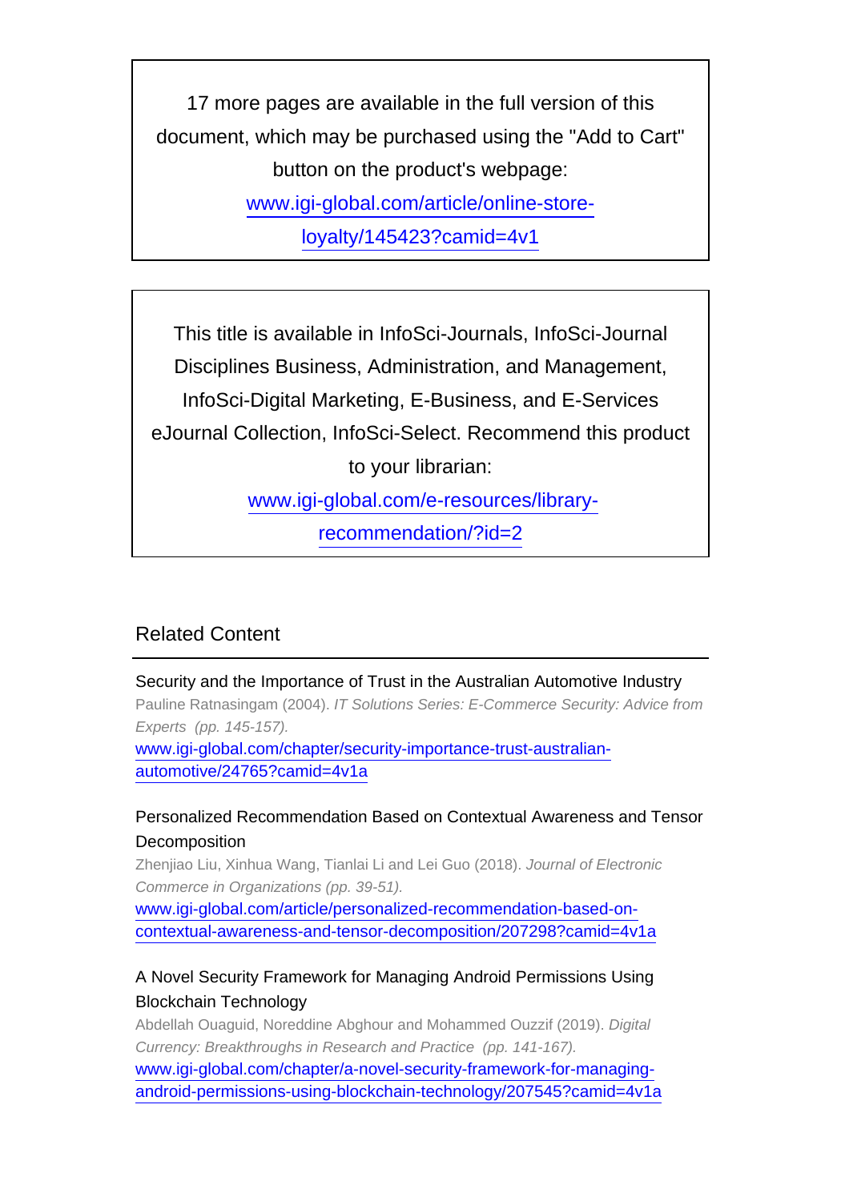17 more pages are available in the full version of this document, which may be purchased using the "Add to Cart" button on the product's webpage:
www.igi-global.com/article/online-store-loyalty/145423?camid=4v1

This title is available in InfoSci-Journals, InfoSci-Journal Disciplines Business, Administration, and Management, InfoSci-Digital Marketing, E-Business, and E-Services eJournal Collection, InfoSci-Select. Recommend this product to your librarian:
www.igi-global.com/e-resources/library-recommendation/?id=2

## Related Content

Security and the Importance of Trust in the Australian Automotive Industry
Pauline Ratnasingam (2004). *IT Solutions Series: E-Commerce Security: Advice from Experts (pp. 145-157).*
www.igi-global.com/chapter/security-importance-trust-australian-automotive/24765?camid=4v1a

Personalized Recommendation Based on Contextual Awareness and Tensor Decomposition
Zhenjiao Liu, Xinhua Wang, Tianlai Li and Lei Guo (2018). *Journal of Electronic Commerce in Organizations (pp. 39-51).*
www.igi-global.com/article/personalized-recommendation-based-on-contextual-awareness-and-tensor-decomposition/207298?camid=4v1a

A Novel Security Framework for Managing Android Permissions Using Blockchain Technology
Abdellah Ouaguid, Noreddine Abghour and Mohammed Ouzzif (2019). *Digital Currency: Breakthroughs in Research and Practice (pp. 141-167).*
www.igi-global.com/chapter/a-novel-security-framework-for-managing-android-permissions-using-blockchain-technology/207545?camid=4v1a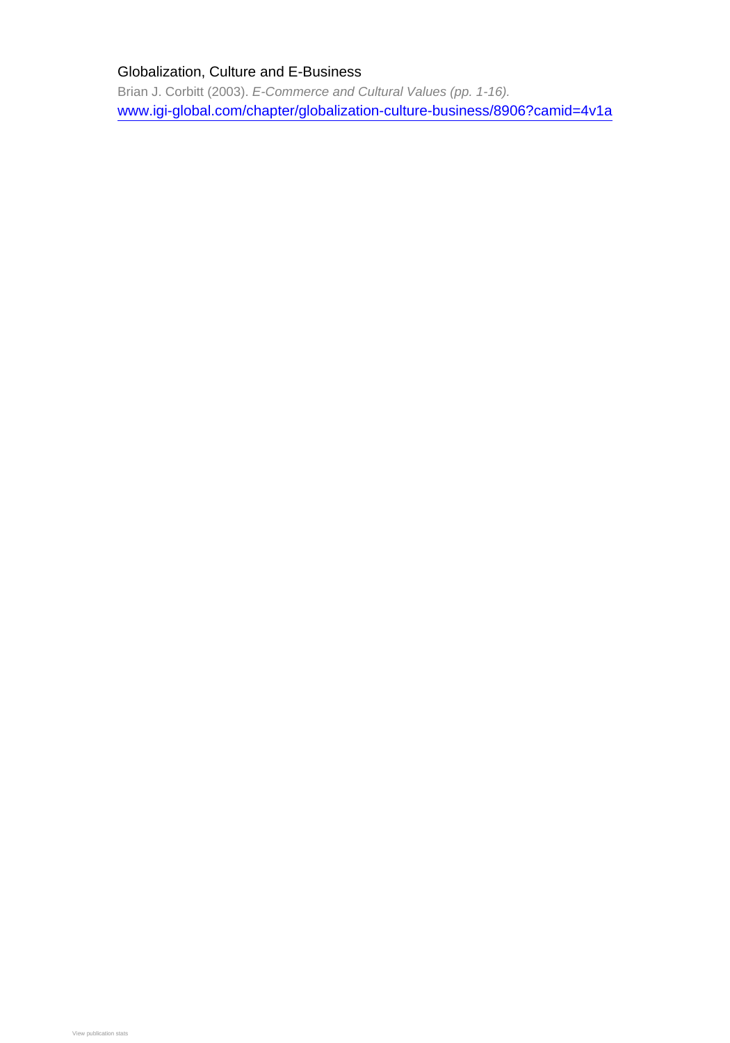Globalization, Culture and E-Business

Brian J. Corbitt (2003). *E-Commerce and Cultural Values (pp. 1-16).*

[www.igi-global.com/chapter/globalization-culture-business/8906?camid=4v1a](www.igi-global.com/chapter/globalization-culture-business/8906?camid=4v1a)